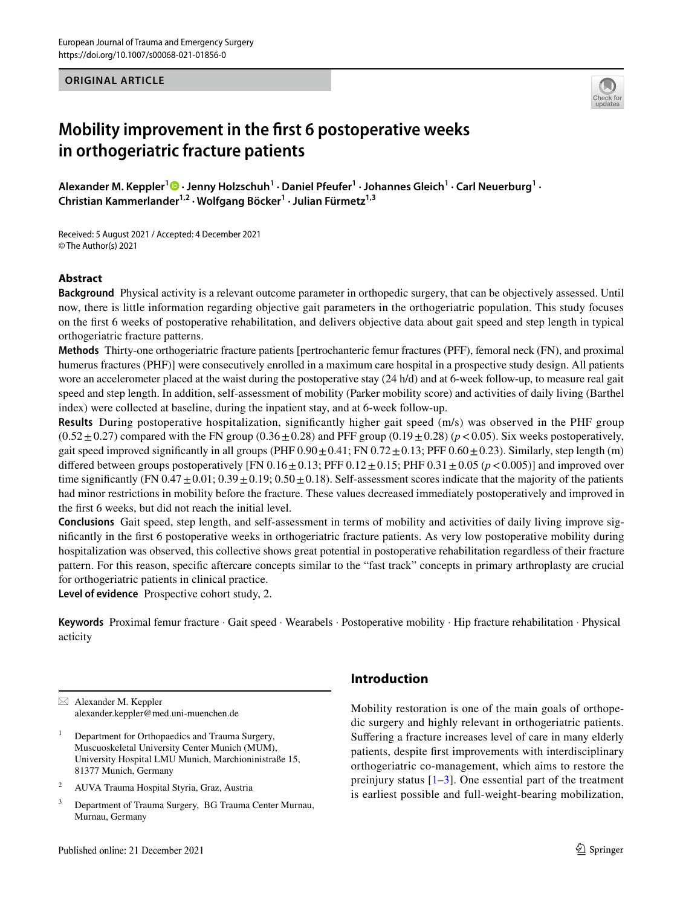**ORIGINAL ARTICLE**

# Mobility improvement in the first 6 postoperative weeks in orthogeriatric fracture patients

**Alexander M. Keppler[1] · Jenny Holzschuh[1] · Daniel Pfeufer[1] · Johannes Gleich[1] · Carl Neuerburg[1] · Christian Kammerlander[1,2] · Wolfgang Böcker[1] · Julian Fürmetz[1,3]**

Received: 5 August 2021 / Accepted: 4 December 2021
© The Author(s) 2021

## Abstract

**Background** Physical activity is a relevant outcome parameter in orthopedic surgery, that can be objectively assessed. Until now, there is little information regarding objective gait parameters in the orthogeriatric population. This study focuses on the first 6 weeks of postoperative rehabilitation, and delivers objective data about gait speed and step length in typical orthogeriatric fracture patterns.

**Methods** Thirty-one orthogeriatric fracture patients [pertrochanteric femur fractures (PFF), femoral neck (FN), and proximal humerus fractures (PHF)] were consecutively enrolled in a maximum care hospital in a prospective study design. All patients wore an accelerometer placed at the waist during the postoperative stay (24 h/d) and at 6-week follow-up, to measure real gait speed and step length. In addition, self-assessment of mobility (Parker mobility score) and activities of daily living (Barthel index) were collected at baseline, during the inpatient stay, and at 6-week follow-up.

**Results** During postoperative hospitalization, significantly higher gait speed (m/s) was observed in the PHF group ($0.52 \pm 0.27$) compared with the FN group ($0.36 \pm 0.28$) and PFF group ($0.19 \pm 0.28$) ($p < 0.05$). Six weeks postoperatively, gait speed improved significantly in all groups (PHF $0.90 \pm 0.41$; FN $0.72 \pm 0.13$; PFF $0.60 \pm 0.23$). Similarly, step length (m) differed between groups postoperatively [FN $0.16 \pm 0.13$; PFF $0.12 \pm 0.15$; PHF $0.31 \pm 0.05$ ($p < 0.005$)] and improved over time significantly (FN $0.47 \pm 0.01$; $0.39 \pm 0.19$; $0.50 \pm 0.18$). Self-assessment scores indicate that the majority of the patients had minor restrictions in mobility before the fracture. These values decreased immediately postoperatively and improved in the first 6 weeks, but did not reach the initial level.

**Conclusions** Gait speed, step length, and self-assessment in terms of mobility and activities of daily living improve significantly in the first 6 postoperative weeks in orthogeriatric fracture patients. As very low postoperative mobility during hospitalization was observed, this collective shows great potential in postoperative rehabilitation regardless of their fracture pattern. For this reason, specific aftercare concepts similar to the "fast track" concepts in primary arthroplasty are crucial for orthogeriatric patients in clinical practice.

**Level of evidence** Prospective cohort study, 2.

**Keywords** Proximal femur fracture · Gait speed · Wearabels · Postoperative mobility · Hip fracture rehabilitation · Physical acticity

## Introduction

Mobility restoration is one of the main goals of orthopedic surgery and highly relevant in orthogeriatric patients. Suffering a fracture increases level of care in many elderly patients, despite first improvements with interdisciplinary orthogeriatric co-management, which aims to restore the preinjury status [1–3]. One essential part of the treatment is earliest possible and full-weight-bearing mobilization,

---

✉ Alexander M. Keppler
alexander.keppler@med.uni-muenchen.de

[1] Department for Orthopaedics and Trauma Surgery, Muscuoskeletal University Center Munich (MUM), University Hospital LMU Munich, Marchioninistraße 15, 81377 Munich, Germany

[2] AUVA Trauma Hospital Styria, Graz, Austria

[3] Department of Trauma Surgery, BG Trauma Center Murnau, Murnau, Germany

Published online: 21 December 2021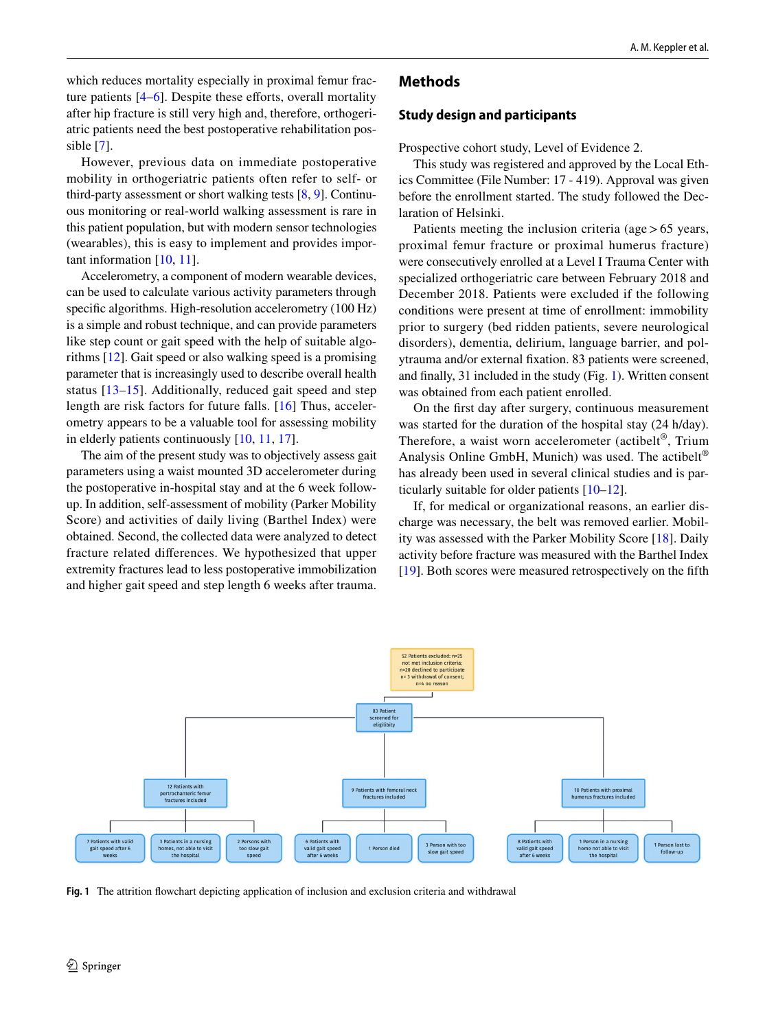which reduces mortality especially in proximal femur fracture patients [4–6]. Despite these efforts, overall mortality after hip fracture is still very high and, therefore, orthogeriatric patients need the best postoperative rehabilitation possible [7].

However, previous data on immediate postoperative mobility in orthogeriatric patients often refer to self- or third-party assessment or short walking tests [8, 9]. Continuous monitoring or real-world walking assessment is rare in this patient population, but with modern sensor technologies (wearables), this is easy to implement and provides important information [10, 11].

Accelerometry, a component of modern wearable devices, can be used to calculate various parameters through specific algorithms. High-resolution accelerometry (100 Hz) is a simple and robust technique, and can provide parameters like step count or gait speed with the help of suitable algorithms [12]. Gait speed or also walking speed is a promising parameter that is increasingly used to describe overall health status [13–15]. Additionally, reduced gait speed and step length are risk factors for future falls. [16] Thus, accelerometry appears to be a valuable tool for assessing mobility in elderly patients continuously [10, 11, 17].

The aim of the present study was to objectively assess gait parameters using a waist mounted 3D accelerometer during the postoperative in-hospital stay and at the 6 week follow-up. In addition, self-assessment of mobility (Parker Mobility Score) and activities of daily living (Barthel Index) were obtained. Second, the collected data were analyzed to detect fracture related differences. We hypothesized that upper extremity fractures lead to less postoperative immobilization and higher gait speed and step length 6 weeks after trauma.

# Methods

## Study design and participants

Prospective cohort study, Level of Evidence 2.

This study was registered and approved by the Local Ethics Committee (File Number: 17 - 419). Approval was given before the enrollment started. The study followed the Declaration of Helsinki.

Patients meeting the inclusion criteria (age > 65 years, proximal femur fracture or proximal humerus fracture) were consecutively enrolled at a Level I Trauma Center with specialized orthogeriatric care between February 2018 and December 2018. Patients were excluded if the following conditions were present at time of enrollment: immobility prior to surgery (bed ridden patients, severe neurological disorders), dementia, delirium, language barrier, and polytrauma and/or external fixation. 83 patients were screened, and finally, 31 included in the study (Fig. 1). Written consent was obtained from each patient enrolled.

On the first day after surgery, continuous measurement was started for the duration of the hospital stay (24 h/day). Therefore, a waist worn accelerometer (actibelt®, Trium Analysis Online GmbH, Munich) was used. The actibelt® has already been used in several clinical studies and is particularly suitable for older patients [10–12].

If, for medical or organizational reasons, an earlier discharge was necessary, the belt was removed earlier. Mobility was assessed with the Parker Mobility Score [18]. Daily activity before fracture was measured with the Barthel Index [19]. Both scores were measured retrospectively on the fifth

52 Patients excluded: n=25 not met inclusion criteria; n=20 declined to participate n= 3 withdrawal of consent; n=4 no reason

83 Patient screened for eligibility

12 Patients with pertrochanteric femur fractures included

9 Patients with femoral neck fractures included

10 Patients with proximal humerus fractures included

7 Patients with valid gait speed after 6 weeks

3 Patients in a nursing homes, not able to visit the hospital

2 Persons with too slow gait speed

6 Patients with valid gait speed after 6 weeks

1 Person died

3 Person with too slow gait speed

8 Patients with valid gait speed after 6 weeks

1 Person in a nursing home not able to visit the hospital

1 Person lost to follow-up

**Fig. 1** The attrition flowchart depicting application of inclusion and exclusion criteria and withdrawal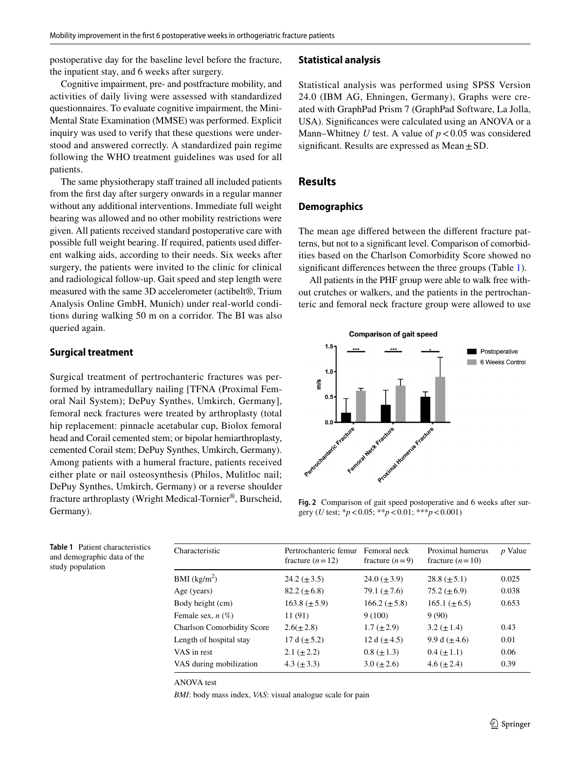postoperative day for the baseline level before the fracture, the inpatient stay, and 6 weeks after surgery.

Cognitive impairment, pre- and postfracture mobility, and activities of daily living were assessed with standardized questionnaires. To evaluate cognitive impairment, the Mini-Mental State Examination (MMSE) was performed. Explicit inquiry was used to verify that these questions were understood and answered correctly. A standardized pain regime following the WHO treatment guidelines was used for all patients.

The same physiotherapy staff trained all included patients from the first day after surgery onwards in a regular manner without any additional interventions. Immediate full weight bearing was allowed and no other mobility restrictions were given. All patients received standard postoperative care with possible full weight bearing. If required, patients used different walking aids, according to their needs. Six weeks after surgery, the patients were invited to the clinic for clinical and radiological follow-up. Gait speed and step length were measured with the same 3D accelerometer (actibelt®, Trium Analysis Online GmbH, Munich) under real-world conditions during walking 50 m on a corridor. The BI was also queried again.

### Surgical treatment

Surgical treatment of pertrochanteric fractures was performed by intramedullary nailing [TFNA (Proximal Femoral Nail System); DePuy Synthes, Umkirch, Germany], femoral neck fractures were treated by arthroplasty (total hip replacement: pinnacle acetabular cup, Biolox femoral head and Corail cemented stem; or bipolar hemiarthroplasty, cemented Corail stem; DePuy Synthes, Umkirch, Germany). Among patients with a humeral fracture, patients received either plate or nail osteosynthesis (Philos, Mulitloc nail; DePuy Synthes, Umkirch, Germany) or a reverse shoulder fracture arthroplasty (Wright Medical-Tornier®, Burscheid, Germany).

### Statistical analysis

Statistical analysis was performed using SPSS Version 24.0 (IBM AG, Ehningen, Germany), Graphs were created with GraphPad Prism 7 (GraphPad Software, La Jolla, USA). Significances were calculated using an ANOVA or a Mann–Whitney *U* test. A value of $p<0.05$ was considered significant. Results are expressed as Mean ± SD.

## Results

### Demographics

The mean age differed between the different fracture patterns, but not to a significant level. Comparison of comorbidities based on the Charlson Comorbidity Score showed no significant differences between the three groups (Table 1).

All patients in the PHF group were able to walk free without crutches or walkers, and the patients in the pertrochanteric and femoral neck fracture group were allowed to use

**Fig. 2** Comparison of gait speed postoperative and 6 weeks after surgery (*U* test; \*$p<0.05$; \*\*$p<0.01$; \*\*\*$p<0.001$)

**Table 1** Patient characteristics and demographic data of the study population

| Characteristic | Pertrochanteric femur fracture ($n=12$) | Femoral neck fracture ($n=9$) | Proximal humerus fracture ($n=10$) | *p* Value |
|---|---|---|---|---|
| BMI (kg/m$^2$) | 24.2 (±3.5) | 24.0 (±3.9) | 28.8 (±5.1) | 0.025 |
| Age (years) | 82.2 (±6.8) | 79.1 (±7.6) | 75.2 (±6.9) | 0.038 |
| Body height (cm) | 163.8 (±5.9) | 166.2 (±5.8) | 165.1 (±6.5) | 0.653 |
| Female sex, *n* (%) | 11 (91) | 9 (100) | 9 (90) | |
| Charlson Comorbidity Score | 2.6(±2.8) | 1.7 (±2.9) | 3.2 (±1.4) | 0.43 |
| Length of hospital stay | 17 d (±5.2) | 12 d (±4.5) | 9.9 d (±4.6) | 0.01 |
| VAS in rest | 2.1 (±2.2) | 0.8 (±1.3) | 0.4 (±1.1) | 0.06 |
| VAS during mobilization | 4.3 (±3.3) | 3.0 (±2.6) | 4.6 (±2.4) | 0.39 |

ANOVA test

*BMI*: body mass index, *VAS*: visual analogue scale for pain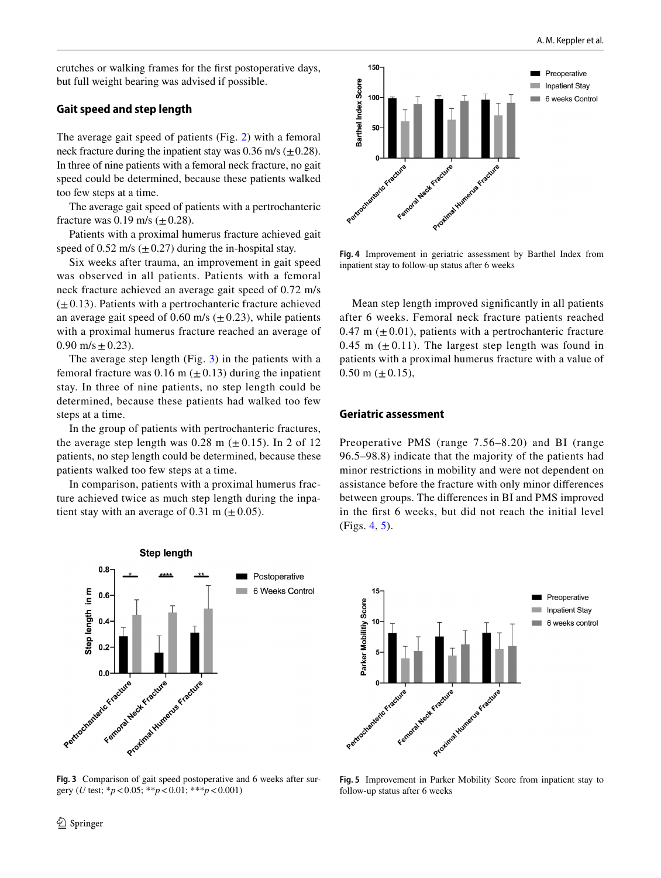crutches or walking frames for the first postoperative days, but full weight bearing was advised if possible.

### Gait speed and step length

The average gait speed of patients (Fig. 2) with a femoral neck fracture during the inpatient stay was 0.36 m/s (± 0.28). In three of nine patients with a femoral neck fracture, no gait speed could be determined, because these patients walked too few steps at a time.

The average gait speed of patients with a pertrochanteric fracture was 0.19 m/s (± 0.28).

Patients with a proximal humerus fracture achieved gait speed of 0.52 m/s (± 0.27) during the in-hospital stay.

Six weeks after trauma, an improvement in gait speed was observed in all patients. Patients with a femoral neck fracture achieved an average gait speed of 0.72 m/s (± 0.13). Patients with a pertrochanteric fracture achieved an average gait speed of 0.60 m/s (± 0.23), while patients with a proximal humerus fracture reached an average of 0.90 m/s ± 0.23).

The average step length (Fig. 3) in the patients with a femoral fracture was 0.16 m (± 0.13) during the inpatient stay. In three of nine patients, no step length could be determined, because these patients had walked too few steps at a time.

In the group of patients with pertrochanteric fractures, the average step length was 0.28 m (± 0.15). In 2 of 12 patients, no step length could be determined, because these patients walked too few steps at a time.

In comparison, patients with a proximal humerus fracture achieved twice as much step length during the inpatient stay with an average of 0.31 m (± 0.05).

Fig. 3 Comparison of gait speed postoperative and 6 weeks after surgery (*U* test; \*$p < 0.05$; \*\*$p < 0.01$; \*\*\*$p < 0.001$)

Fig. 4 Improvement in geriatric assessment by Barthel Index from inpatient stay to follow-up status after 6 weeks

Mean step length improved significantly in all patients after 6 weeks. Femoral neck fracture patients reached 0.47 m (± 0.01), patients with a pertrochanteric fracture 0.45 m (± 0.11). The largest step length was found in patients with a proximal humerus fracture with a value of 0.50 m (± 0.15),

### Geriatric assessment

Preoperative PMS (range 7.56–8.20) and BI (range 96.5–98.8) indicate that the majority of the patients had minor restrictions in mobility and were not dependent on assistance before the fracture with only minor differences between groups. The differences in BI and PMS improved in the first 6 weeks, but did not reach the initial level (Figs. 4, 5).

Fig. 5 Improvement in Parker Mobility Score from inpatient stay to follow-up status after 6 weeks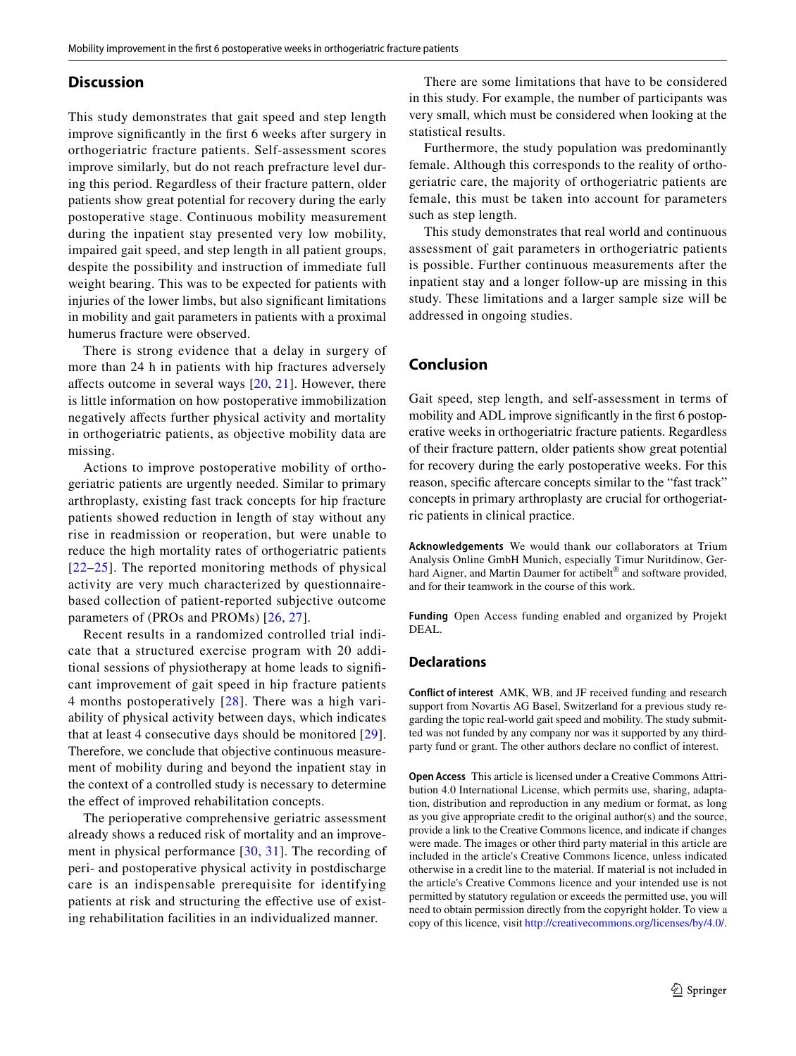## Discussion

This study demonstrates that gait speed and step length improve significantly in the first 6 weeks after surgery in orthogeriatric fracture patients. Self-assessment scores improve similarly, but do not reach prefracture level during this period. Regardless of their fracture pattern, older patients show great potential for recovery during the early postoperative stage. Continuous mobility measurement during the inpatient stay presented very low mobility, impaired gait speed, and step length in all patient groups, despite the possibility and instruction of immediate full weight bearing. This was to be expected for patients with injuries of the lower limbs, but also significant limitations in mobility and gait parameters in patients with a proximal humerus fracture were observed.

There is strong evidence that a delay in surgery of more than 24 h in patients with hip fractures adversely affects outcome in several ways [20, 21]. However, there is little information on how postoperative immobilization negatively affects further physical activity and mortality in orthogeriatric patients, as objective mobility data are missing.

Actions to improve postoperative mobility of orthogeriatric patients are urgently needed. Similar to primary arthroplasty, existing fast track concepts for hip fracture patients showed reduction in length of stay without any rise in readmission or reoperation, but were unable to reduce the high mortality rates of orthogeriatric patients [22–25]. The reported monitoring methods of physical activity are very much characterized by questionnaire-based collection of patient-reported subjective outcome parameters of (PROs and PROMs) [26, 27].

Recent results in a randomized controlled trial indicate that a structured exercise program with 20 additional sessions of physiotherapy at home leads to significant improvement of gait speed in hip fracture patients 4 months postoperatively [28]. There was a high variability of physical activity between days, which indicates that at least 4 consecutive days should be monitored [29]. Therefore, we conclude that objective continuous measurement of mobility during and beyond the inpatient stay in the context of a controlled study is necessary to determine the effect of improved rehabilitation concepts.

The perioperative comprehensive geriatric assessment already shows a reduced risk of mortality and an improvement in physical performance [30, 31]. The recording of peri- and postoperative physical activity in postdischarge care is an indispensable prerequisite for identifying patients at risk and structuring the effective use of existing rehabilitation facilities in an individualized manner.

There are some limitations that have to be considered in this study. For example, the number of participants was very small, which must be considered when looking at the statistical results.

Furthermore, the study population was predominantly female. Although this corresponds to the reality of orthogeriatric care, the majority of orthogeriatric patients are female, this must be taken into account for parameters such as step length.

This study demonstrates that real world and continuous assessment of gait parameters in orthogeriatric patients is possible. Further continuous measurements after the inpatient stay and a longer follow-up are missing in this study. These limitations and a larger sample size will be addressed in ongoing studies.

## Conclusion

Gait speed, step length, and self-assessment in terms of mobility and ADL improve significantly in the first 6 postoperative weeks in orthogeriatric fracture patients. Regardless of their fracture pattern, older patients show great potential for recovery during the early postoperative weeks. For this reason, specific aftercare concepts similar to the "fast track" concepts in primary arthroplasty are crucial for orthogeriatric patients in clinical practice.

**Acknowledgements** We would thank our collaborators at Trium Analysis Online GmbH Munich, especially Timur Nuritdinow, Gerhard Aigner, and Martin Daumer for actibelt® and software provided, and for their teamwork in the course of this work.

**Funding** Open Access funding enabled and organized by Projekt DEAL.

## Declarations

**Conflict of interest** AMK, WB, and JF received funding and research support from Novartis AG Basel, Switzerland for a previous study regarding the topic real-world gait speed and mobility. The study submitted was not funded by any company nor was it supported by any third-party fund or grant. The other authors declare no conflict of interest.

**Open Access** This article is licensed under a Creative Commons Attribution 4.0 International License, which permits use, sharing, adaptation, distribution and reproduction in any medium or format, as long as you give appropriate credit to the original author(s) and the source, provide a link to the Creative Commons licence, and indicate if changes were made. The images or other third party material in this article are included in the article's Creative Commons licence, unless indicated otherwise in a credit line to the material. If material is not included in the article's Creative Commons licence and your intended use is not permitted by statutory regulation or exceeds the permitted use, you will need to obtain permission directly from the copyright holder. To view a copy of this licence, visit http://creativecommons.org/licenses/by/4.0/.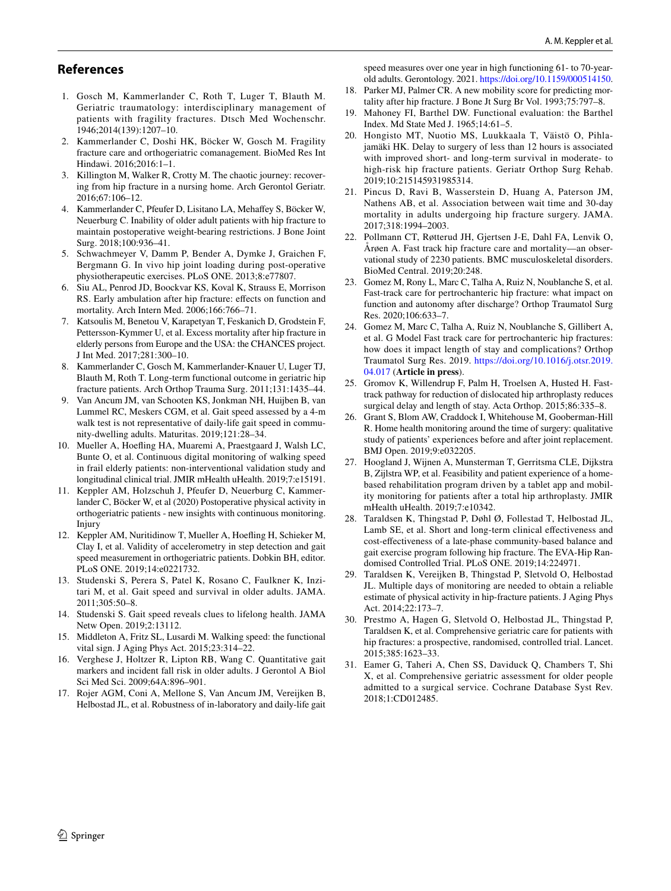## References

1. Gosch M, Kammerlander C, Roth T, Luger T, Blauth M. Geriatric traumatology: interdisciplinary management of patients with fragility fractures. Dtsch Med Wochenschr. 1946;2014(139):1207–10.
2. Kammerlander C, Doshi HK, Böcker W, Gosch M. Fragility fracture care and orthogeriatric comanagement. BioMed Res Int Hindawi. 2016;2016:1–1.
3. Killington M, Walker R, Crotty M. The chaotic journey: recovering from hip fracture in a nursing home. Arch Gerontol Geriatr. 2016;67:106–12.
4. Kammerlander C, Pfeufer D, Lisitano LA, Mehaffey S, Böcker W, Neuerburg C. Inability of older adult patients with hip fracture to maintain postoperative weight-bearing restrictions. J Bone Joint Surg. 2018;100:936–41.
5. Schwachmeyer V, Damm P, Bender A, Dymke J, Graichen F, Bergmann G. In vivo hip joint loading during post-operative physiotherapeutic exercises. PLoS ONE. 2013;8:e77807.
6. Siu AL, Penrod JD, Boockvar KS, Koval K, Strauss E, Morrison RS. Early ambulation after hip fracture: effects on function and mortality. Arch Intern Med. 2006;166:766–71.
7. Katsoulis M, Benetou V, Karapetyan T, Feskanich D, Grodstein F, Pettersson-Kymmer U, et al. Excess mortality after hip fracture in elderly persons from Europe and the USA: the CHANCES project. J Int Med. 2017;281:300–10.
8. Kammerlander C, Gosch M, Kammerlander-Knauer U, Luger TJ, Blauth M, Roth T. Long-term functional outcome in geriatric hip fracture patients. Arch Orthop Trauma Surg. 2011;131:1435–44.
9. Van Ancum JM, van Schooten KS, Jonkman NH, Huijben B, van Lummel RC, Meskers CGM, et al. Gait speed assessed by a 4-m walk test is not representative of daily-life gait speed in community-dwelling adults. Maturitas. 2019;121:28–34.
10. Mueller A, Hoefling HA, Muaremi A, Praestgaard J, Walsh LC, Bunte O, et al. Continuous digital monitoring of walking speed in frail elderly patients: non-interventional validation study and longitudinal clinical trial. JMIR mHealth uHealth. 2019;7:e15191.
11. Keppler AM, Holzschuh J, Pfeufer D, Neuerburg C, Kammerlander C, Böcker W, et al (2020) Postoperative physical activity in orthogeriatric patients - new insights with continuous monitoring. Injury
12. Keppler AM, Nuritidinow T, Mueller A, Hoefling H, Schieker M, Clay I, et al. Validity of accelerometry in step detection and gait speed measurement in orthogeriatric patients. Dobkin BH, editor. PLoS ONE. 2019;14:e0221732.
13. Studenski S, Perera S, Patel K, Rosano C, Faulkner K, Inzitari M, et al. Gait speed and survival in older adults. JAMA. 2011;305:50–8.
14. Studenski S. Gait speed reveals clues to lifelong health. JAMA Netw Open. 2019;2:13112.
15. Middleton A, Fritz SL, Lusardi M. Walking speed: the functional vital sign. J Aging Phys Act. 2015;23:314–22.
16. Verghese J, Holtzer R, Lipton RB, Wang C. Quantitative gait markers and incident fall risk in older adults. J Gerontol A Biol Sci Med Sci. 2009;64A:896–901.
17. Rojer AGM, Coni A, Mellone S, Van Ancum JM, Vereijken B, Helbostad JL, et al. Robustness of in-laboratory and daily-life gait speed measures over one year in high functioning 61- to 70-year-old adults. Gerontology. 2021. https://doi.org/10.1159/000514150.
18. Parker MJ, Palmer CR. A new mobility score for predicting mortality after hip fracture. J Bone Jt Surg Br Vol. 1993;75:797–8.
19. Mahoney FI, Barthel DW. Functional evaluation: the Barthel Index. Md State Med J. 1965;14:61–5.
20. Hongisto MT, Nuotio MS, Luukkaala T, Väistö O, Pihlajamäki HK. Delay to surgery of less than 12 hours is associated with improved short- and long-term survival in moderate- to high-risk hip fracture patients. Geriatr Orthop Surg Rehab. 2019;10:215145931985314.
21. Pincus D, Ravi B, Wasserstein D, Huang A, Paterson JM, Nathens AB, et al. Association between wait time and 30-day mortality in adults undergoing hip fracture surgery. JAMA. 2017;318:1994–2003.
22. Pollmann CT, Røtterud JH, Gjertsen J-E, Dahl FA, Lenvik O, Årøen A. Fast track hip fracture care and mortality—an observational study of 2230 patients. BMC musculoskeletal disorders. BioMed Central. 2019;20:248.
23. Gomez M, Rony L, Marc C, Talha A, Ruiz N, Noublanche S, et al. Fast-track care for pertrochanteric hip fracture: what impact on function and autonomy after discharge? Orthop Traumatol Surg Res. 2020;106:633–7.
24. Gomez M, Marc C, Talha A, Ruiz N, Noublanche S, Gillibert A, et al. G Model Fast track care for pertrochanteric hip fractures: how does it impact length of stay and complications? Orthop Traumatol Surg Res. 2019. https://doi.org/10.1016/j.otsr.2019.04.017 (**Article in press**).
25. Gromov K, Willendrup F, Palm H, Troelsen A, Husted H. Fast-track pathway for reduction of dislocated hip arthroplasty reduces surgical delay and length of stay. Acta Orthop. 2015;86:335–8.
26. Grant S, Blom AW, Craddock I, Whitehouse M, Gooberman-Hill R. Home health monitoring around the time of surgery: qualitative study of patients' experiences before and after joint replacement. BMJ Open. 2019;9:e032205.
27. Hoogland J, Wijnen A, Munsterman T, Gerritsma CLE, Dijkstra B, Zijlstra WP, et al. Feasibility and patient experience of a home-based rehabilitation program driven by a tablet app and mobility monitoring for patients after a total hip arthroplasty. JMIR mHealth uHealth. 2019;7:e10342.
28. Taraldsen K, Thingstad P, Døhl Ø, Follestad T, Helbostad JL, Lamb SE, et al. Short and long-term clinical effectiveness and cost-effectiveness of a late-phase community-based balance and gait exercise program following hip fracture. The EVA-Hip Randomised Controlled Trial. PLoS ONE. 2019;14:224971.
29. Taraldsen K, Vereijken B, Thingstad P, Sletvold O, Helbostad JL. Multiple days of monitoring are needed to obtain a reliable estimate of physical activity in hip-fracture patients. J Aging Phys Act. 2014;22:173–7.
30. Prestmo A, Hagen G, Sletvold O, Helbostad JL, Thingstad P, Taraldsen K, et al. Comprehensive geriatric care for patients with hip fractures: a prospective, randomised, controlled trial. Lancet. 2015;385:1623–33.
31. Eamer G, Taheri A, Chen SS, Daviduck Q, Chambers T, Shi X, et al. Comprehensive geriatric assessment for older people admitted to a surgical service. Cochrane Database Syst Rev. 2018;1:CD012485.